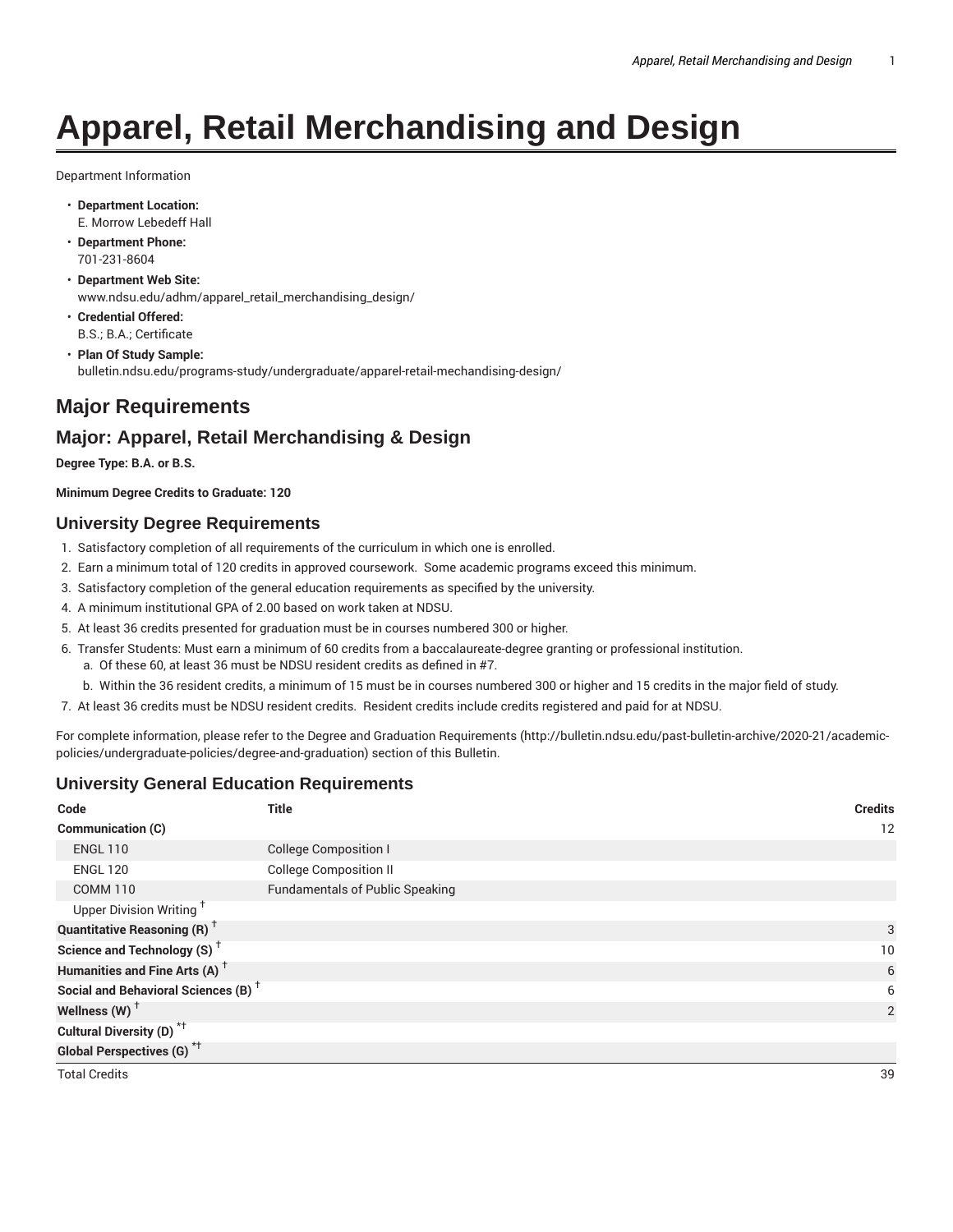# Apparel, Retail Merchandising and Design

Department Information

- **Department Location:** E. Morrow Lebedeff Hall
- **Department Phone:** 701-231-8604
- **Department Web Site:** www.ndsu.edu/adhm/apparel_retail_merchandising_design/
- **Credential Offered:** B.S.; B.A.; Certificate
- **Plan Of Study Sample:** bulletin.ndsu.edu/programs-study/undergraduate/apparel-retail-mechandising-design/

## Major Requirements

## Major: Apparel, Retail Merchandising & Design

**Degree Type: B.A. or B.S.**

**Minimum Degree Credits to Graduate: 120**

### University Degree Requirements

1. Satisfactory completion of all requirements of the curriculum in which one is enrolled.
2. Earn a minimum total of 120 credits in approved coursework. Some academic programs exceed this minimum.
3. Satisfactory completion of the general education requirements as specified by the university.
4. A minimum institutional GPA of 2.00 based on work taken at NDSU.
5. At least 36 credits presented for graduation must be in courses numbered 300 or higher.
6. Transfer Students: Must earn a minimum of 60 credits from a baccalaureate-degree granting or professional institution.
   a. Of these 60, at least 36 must be NDSU resident credits as defined in #7.
   b. Within the 36 resident credits, a minimum of 15 must be in courses numbered 300 or higher and 15 credits in the major field of study.
7. At least 36 credits must be NDSU resident credits. Resident credits include credits registered and paid for at NDSU.

For complete information, please refer to the Degree and Graduation Requirements (http://bulletin.ndsu.edu/past-bulletin-archive/2020-21/academic-policies/undergraduate-policies/degree-and-graduation) section of this Bulletin.

### University General Education Requirements

| Code | Title | Credits |
|---|---|---|
| **Communication (C)** | | 12 |
| ENGL 110 | College Composition I | |
| ENGL 120 | College Composition II | |
| COMM 110 | Fundamentals of Public Speaking | |
| Upper Division Writing † | | |
| **Quantitative Reasoning (R) †** | | 3 |
| **Science and Technology (S) †** | | 10 |
| **Humanities and Fine Arts (A) †** | | 6 |
| **Social and Behavioral Sciences (B) †** | | 6 |
| **Wellness (W) †** | | 2 |
| **Cultural Diversity (D) *†** | | |
| **Global Perspectives (G) *†** | | |
| Total Credits | | 39 |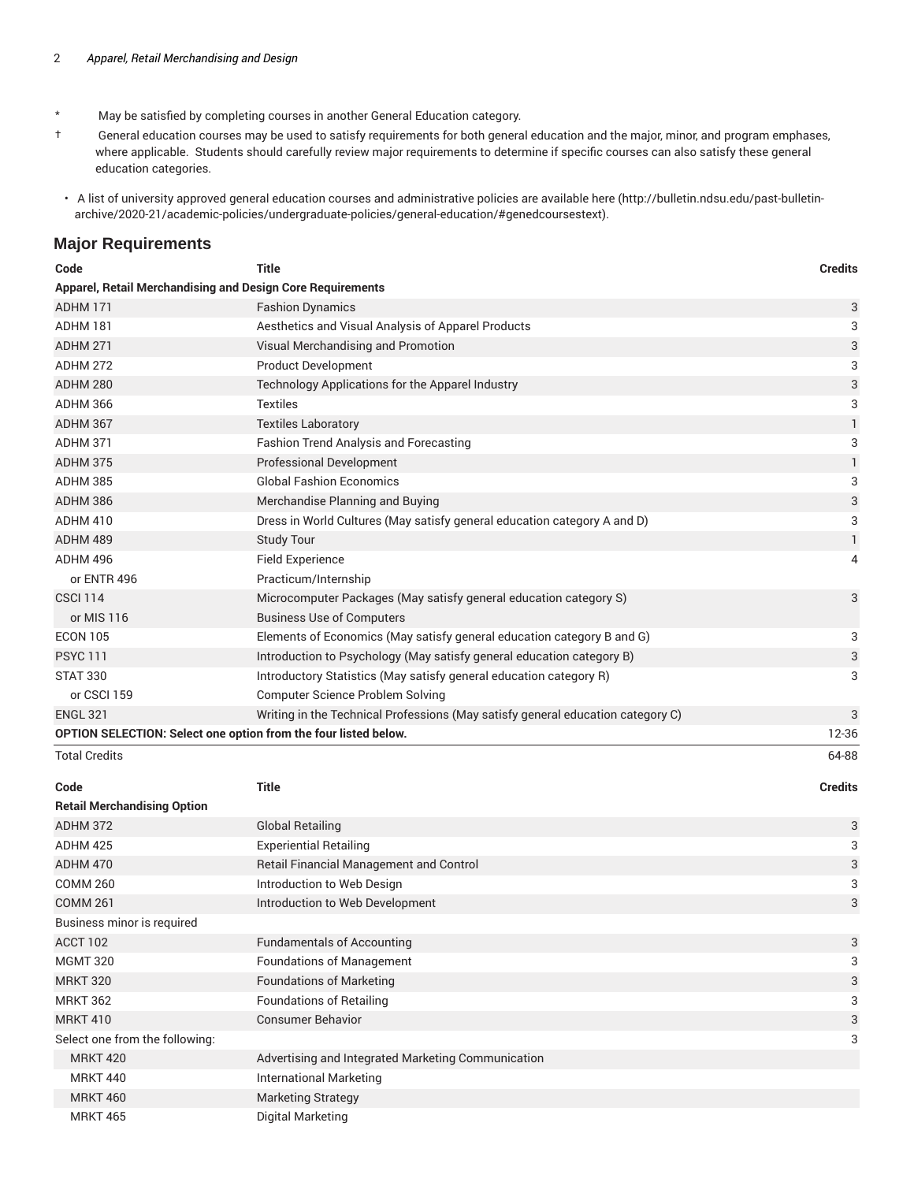* May be satisfied by completing courses in another General Education category.

† General education courses may be used to satisfy requirements for both general education and the major, minor, and program emphases, where applicable. Students should carefully review major requirements to determine if specific courses can also satisfy these general education categories.

- A list of university approved general education courses and administrative policies are available here (http://bulletin.ndsu.edu/past-bulletin-archive/2020-21/academic-policies/undergraduate-policies/general-education/#genedcoursestext).

## Major Requirements

| Code | Title | Credits |
|---|---|---|
| **Apparel, Retail Merchandising and Design Core Requirements** | | |
| ADHM 171 | Fashion Dynamics | 3 |
| ADHM 181 | Aesthetics and Visual Analysis of Apparel Products | 3 |
| ADHM 271 | Visual Merchandising and Promotion | 3 |
| ADHM 272 | Product Development | 3 |
| ADHM 280 | Technology Applications for the Apparel Industry | 3 |
| ADHM 366 | Textiles | 3 |
| ADHM 367 | Textiles Laboratory | 1 |
| ADHM 371 | Fashion Trend Analysis and Forecasting | 3 |
| ADHM 375 | Professional Development | 1 |
| ADHM 385 | Global Fashion Economics | 3 |
| ADHM 386 | Merchandise Planning and Buying | 3 |
| ADHM 410 | Dress in World Cultures (May satisfy general education category A and D) | 3 |
| ADHM 489 | Study Tour | 1 |
| ADHM 496 | Field Experience | 4 |
| or ENTR 496 | Practicum/Internship | |
| CSCI 114 | Microcomputer Packages (May satisfy general education category S) | 3 |
| or MIS 116 | Business Use of Computers | |
| ECON 105 | Elements of Economics (May satisfy general education category B and G) | 3 |
| PSYC 111 | Introduction to Psychology (May satisfy general education category B) | 3 |
| STAT 330 | Introductory Statistics (May satisfy general education category R) | 3 |
| or CSCI 159 | Computer Science Problem Solving | |
| ENGL 321 | Writing in the Technical Professions (May satisfy general education category C) | 3 |
| **OPTION SELECTION: Select one option from the four listed below.** | | 12-36 |
| Total Credits | | 64-88 |

| Code | Title | Credits |
|---|---|---|
| **Retail Merchandising Option** | | |
| ADHM 372 | Global Retailing | 3 |
| ADHM 425 | Experiential Retailing | 3 |
| ADHM 470 | Retail Financial Management and Control | 3 |
| COMM 260 | Introduction to Web Design | 3 |
| COMM 261 | Introduction to Web Development | 3 |
| Business minor is required | | |
| ACCT 102 | Fundamentals of Accounting | 3 |
| MGMT 320 | Foundations of Management | 3 |
| MRKT 320 | Foundations of Marketing | 3 |
| MRKT 362 | Foundations of Retailing | 3 |
| MRKT 410 | Consumer Behavior | 3 |
| Select one from the following: | | 3 |
| MRKT 420 | Advertising and Integrated Marketing Communication | |
| MRKT 440 | International Marketing | |
| MRKT 460 | Marketing Strategy | |
| MRKT 465 | Digital Marketing | |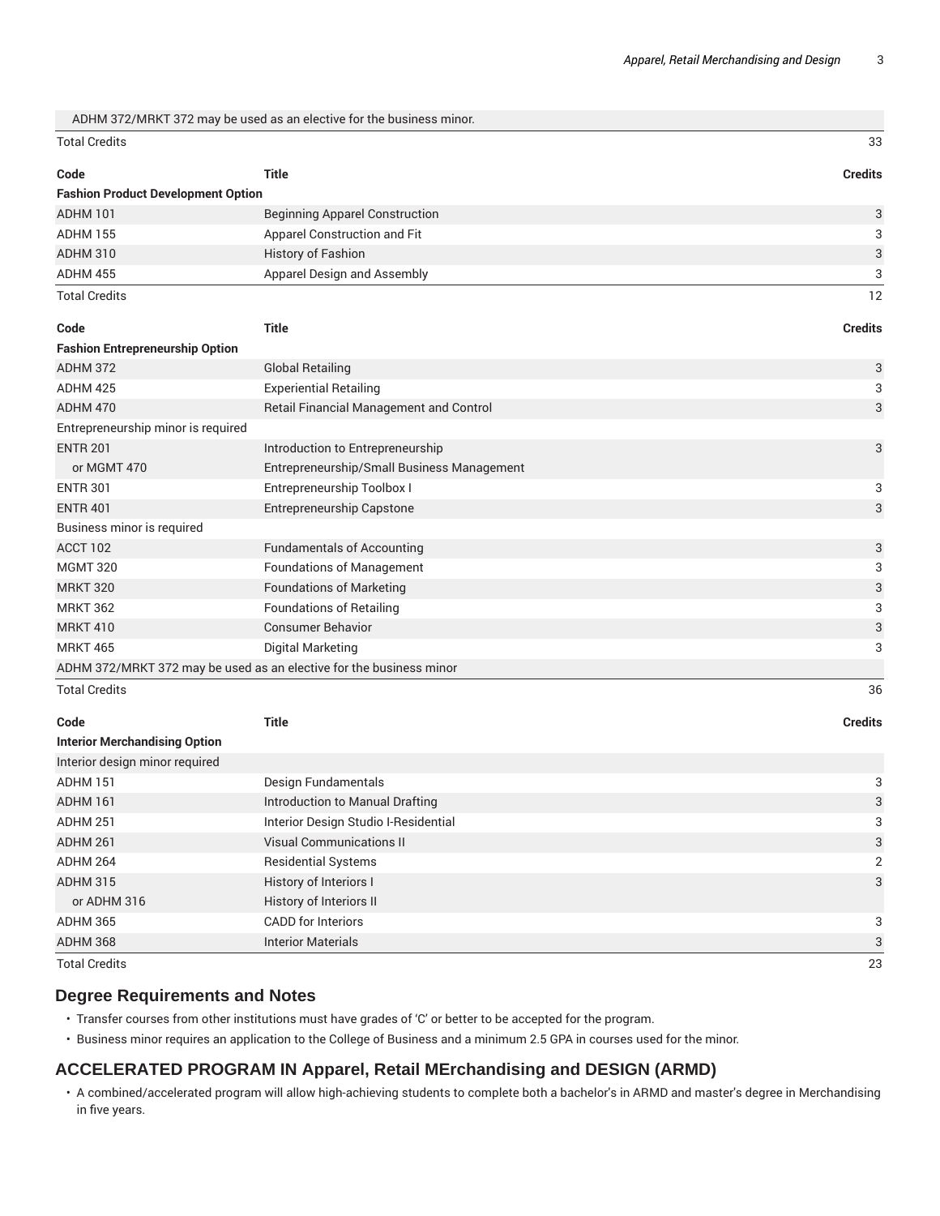| | | |
|---|---|---|
| ADHM 372/MRKT 372 may be used as an elective for the business minor. | | |
| Total Credits | | 33 |

| Code | Title | Credits |
|---|---|---|
| **Fashion Product Development Option** | | |
| ADHM 101 | Beginning Apparel Construction | 3 |
| ADHM 155 | Apparel Construction and Fit | 3 |
| ADHM 310 | History of Fashion | 3 |
| ADHM 455 | Apparel Design and Assembly | 3 |
| Total Credits | | 12 |

| Code | Title | Credits |
|---|---|---|
| **Fashion Entrepreneurship Option** | | |
| ADHM 372 | Global Retailing | 3 |
| ADHM 425 | Experiential Retailing | 3 |
| ADHM 470 | Retail Financial Management and Control | 3 |
| Entrepreneurship minor is required | | |
| ENTR 201 | Introduction to Entrepreneurship | 3 |
| or MGMT 470 | Entrepreneurship/Small Business Management | |
| ENTR 301 | Entrepreneurship Toolbox I | 3 |
| ENTR 401 | Entrepreneurship Capstone | 3 |
| Business minor is required | | |
| ACCT 102 | Fundamentals of Accounting | 3 |
| MGMT 320 | Foundations of Management | 3 |
| MRKT 320 | Foundations of Marketing | 3 |
| MRKT 362 | Foundations of Retailing | 3 |
| MRKT 410 | Consumer Behavior | 3 |
| MRKT 465 | Digital Marketing | 3 |
| ADHM 372/MRKT 372 may be used as an elective for the business minor | | |
| Total Credits | | 36 |

| Code | Title | Credits |
|---|---|---|
| **Interior Merchandising Option** | | |
| Interior design minor required | | |
| ADHM 151 | Design Fundamentals | 3 |
| ADHM 161 | Introduction to Manual Drafting | 3 |
| ADHM 251 | Interior Design Studio I-Residential | 3 |
| ADHM 261 | Visual Communications II | 3 |
| ADHM 264 | Residential Systems | 2 |
| ADHM 315 | History of Interiors I | 3 |
| or ADHM 316 | History of Interiors II | |
| ADHM 365 | CADD for Interiors | 3 |
| ADHM 368 | Interior Materials | 3 |
| Total Credits | | 23 |

## Degree Requirements and Notes

- Transfer courses from other institutions must have grades of 'C' or better to be accepted for the program.
- Business minor requires an application to the College of Business and a minimum 2.5 GPA in courses used for the minor.

## ACCELERATED PROGRAM IN Apparel, Retail MErchandising and DESIGN (ARMD)

- A combined/accelerated program will allow high-achieving students to complete both a bachelor's in ARMD and master's degree in Merchandising in five years.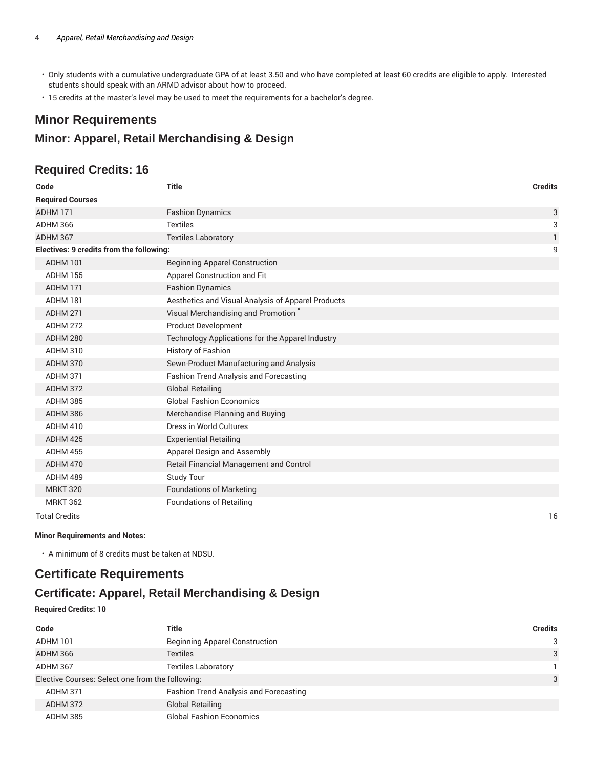- Only students with a cumulative undergraduate GPA of at least 3.50 and who have completed at least 60 credits are eligible to apply. Interested students should speak with an ARMD advisor about how to proceed.
- 15 credits at the master's level may be used to meet the requirements for a bachelor's degree.

## Minor Requirements

### Minor: Apparel, Retail Merchandising & Design

### Required Credits: 16

| Code | Title | Credits |
|---|---|---|
| **Required Courses** | | |
| ADHM 171 | Fashion Dynamics | 3 |
| ADHM 366 | Textiles | 3 |
| ADHM 367 | Textiles Laboratory | 1 |
| **Electives: 9 credits from the following:** | | 9 |
| ADHM 101 | Beginning Apparel Construction | |
| ADHM 155 | Apparel Construction and Fit | |
| ADHM 171 | Fashion Dynamics | |
| ADHM 181 | Aesthetics and Visual Analysis of Apparel Products | |
| ADHM 271 | Visual Merchandising and Promotion * | |
| ADHM 272 | Product Development | |
| ADHM 280 | Technology Applications for the Apparel Industry | |
| ADHM 310 | History of Fashion | |
| ADHM 370 | Sewn-Product Manufacturing and Analysis | |
| ADHM 371 | Fashion Trend Analysis and Forecasting | |
| ADHM 372 | Global Retailing | |
| ADHM 385 | Global Fashion Economics | |
| ADHM 386 | Merchandise Planning and Buying | |
| ADHM 410 | Dress in World Cultures | |
| ADHM 425 | Experiential Retailing | |
| ADHM 455 | Apparel Design and Assembly | |
| ADHM 470 | Retail Financial Management and Control | |
| ADHM 489 | Study Tour | |
| MRKT 320 | Foundations of Marketing | |
| MRKT 362 | Foundations of Retailing | |
| Total Credits | | 16 |

**Minor Requirements and Notes:**

- A minimum of 8 credits must be taken at NDSU.

## Certificate Requirements

### Certificate: Apparel, Retail Merchandising & Design

**Required Credits: 10**

| Code | Title | Credits |
|---|---|---|
| ADHM 101 | Beginning Apparel Construction | 3 |
| ADHM 366 | Textiles | 3 |
| ADHM 367 | Textiles Laboratory | 1 |
| Elective Courses: Select one from the following: | | 3 |
| ADHM 371 | Fashion Trend Analysis and Forecasting | |
| ADHM 372 | Global Retailing | |
| ADHM 385 | Global Fashion Economics | |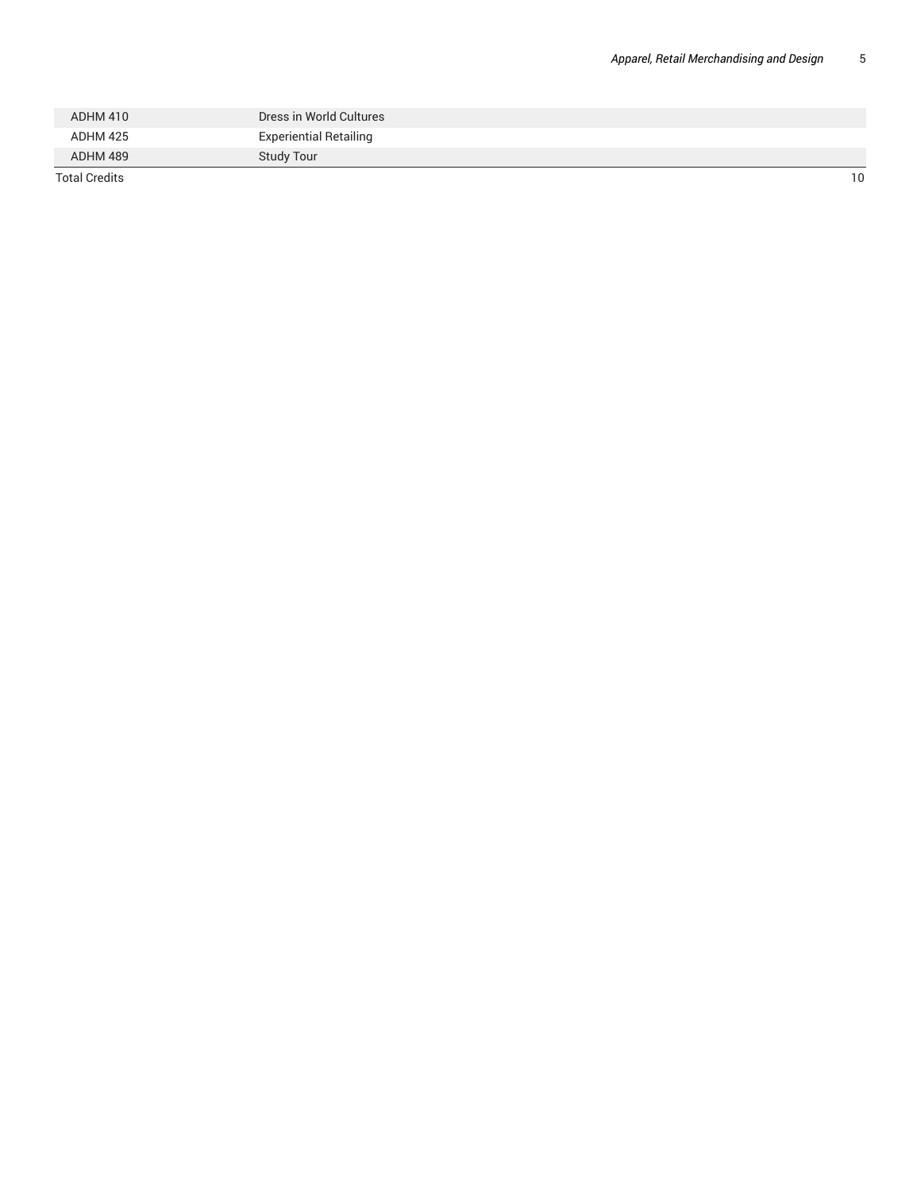| | | |
|---|---|---|
| ADHM 410 | Dress in World Cultures | |
| ADHM 425 | Experiential Retailing | |
| ADHM 489 | Study Tour | |
| Total Credits | | 10 |